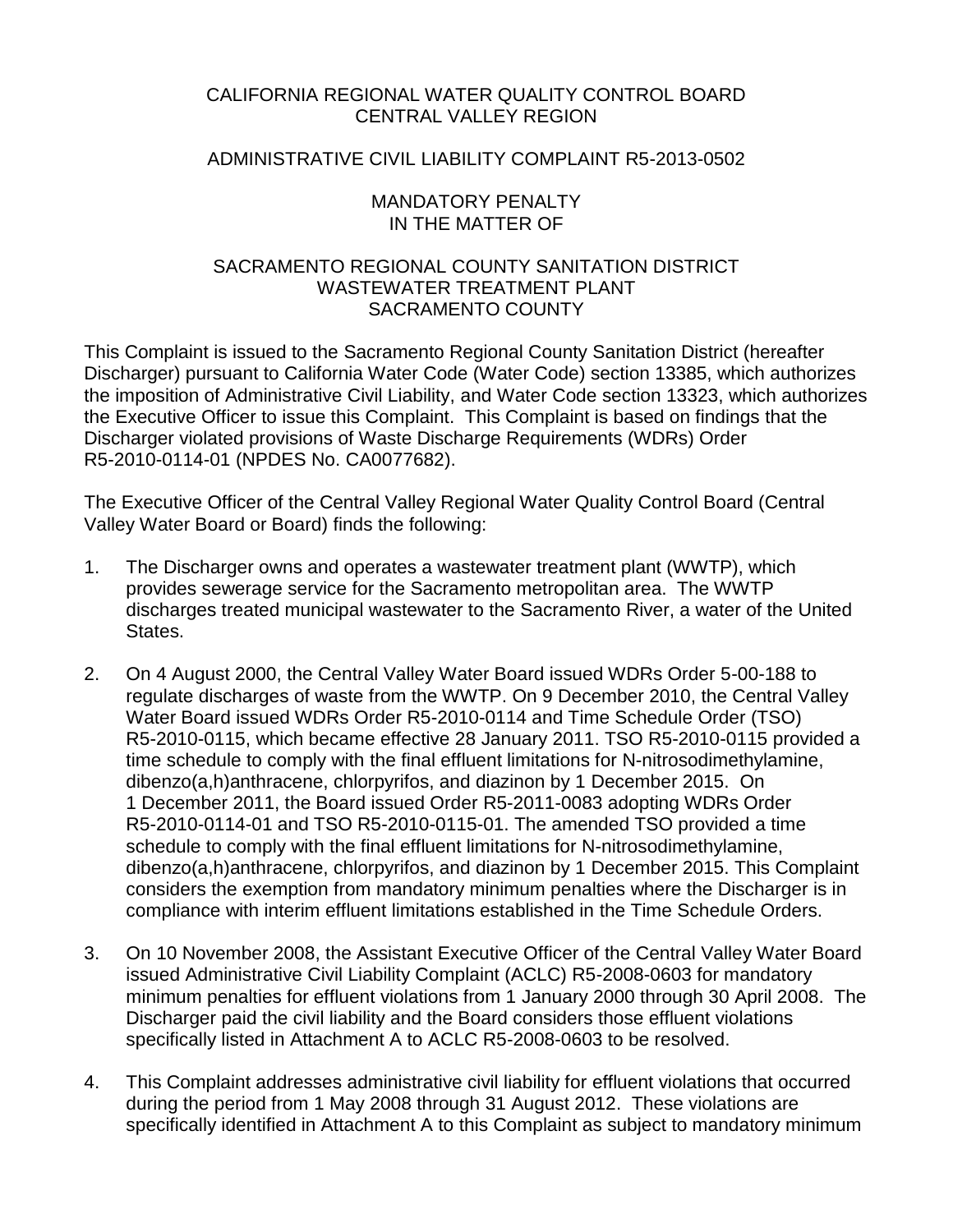CALIFORNIA REGIONAL WATER QUALITY CONTROL BOARD
CENTRAL VALLEY REGION

ADMINISTRATIVE CIVIL LIABILITY COMPLAINT R5-2013-0502

MANDATORY PENALTY
IN THE MATTER OF

SACRAMENTO REGIONAL COUNTY SANITATION DISTRICT
WASTEWATER TREATMENT PLANT
SACRAMENTO COUNTY

This Complaint is issued to the Sacramento Regional County Sanitation District (hereafter Discharger) pursuant to California Water Code (Water Code) section 13385, which authorizes the imposition of Administrative Civil Liability, and Water Code section 13323, which authorizes the Executive Officer to issue this Complaint. This Complaint is based on findings that the Discharger violated provisions of Waste Discharge Requirements (WDRs) Order R5-2010-0114-01 (NPDES No. CA0077682).

The Executive Officer of the Central Valley Regional Water Quality Control Board (Central Valley Water Board or Board) finds the following:

1. The Discharger owns and operates a wastewater treatment plant (WWTP), which provides sewerage service for the Sacramento metropolitan area. The WWTP discharges treated municipal wastewater to the Sacramento River, a water of the United States.

2. On 4 August 2000, the Central Valley Water Board issued WDRs Order 5-00-188 to regulate discharges of waste from the WWTP. On 9 December 2010, the Central Valley Water Board issued WDRs Order R5-2010-0114 and Time Schedule Order (TSO) R5-2010-0115, which became effective 28 January 2011. TSO R5-2010-0115 provided a time schedule to comply with the final effluent limitations for N-nitrosodimethylamine, dibenzo(a,h)anthracene, chlorpyrifos, and diazinon by 1 December 2015. On 1 December 2011, the Board issued Order R5-2011-0083 adopting WDRs Order R5-2010-0114-01 and TSO R5-2010-0115-01. The amended TSO provided a time schedule to comply with the final effluent limitations for N-nitrosodimethylamine, dibenzo(a,h)anthracene, chlorpyrifos, and diazinon by 1 December 2015. This Complaint considers the exemption from mandatory minimum penalties where the Discharger is in compliance with interim effluent limitations established in the Time Schedule Orders.

3. On 10 November 2008, the Assistant Executive Officer of the Central Valley Water Board issued Administrative Civil Liability Complaint (ACLC) R5-2008-0603 for mandatory minimum penalties for effluent violations from 1 January 2000 through 30 April 2008. The Discharger paid the civil liability and the Board considers those effluent violations specifically listed in Attachment A to ACLC R5-2008-0603 to be resolved.

4. This Complaint addresses administrative civil liability for effluent violations that occurred during the period from 1 May 2008 through 31 August 2012. These violations are specifically identified in Attachment A to this Complaint as subject to mandatory minimum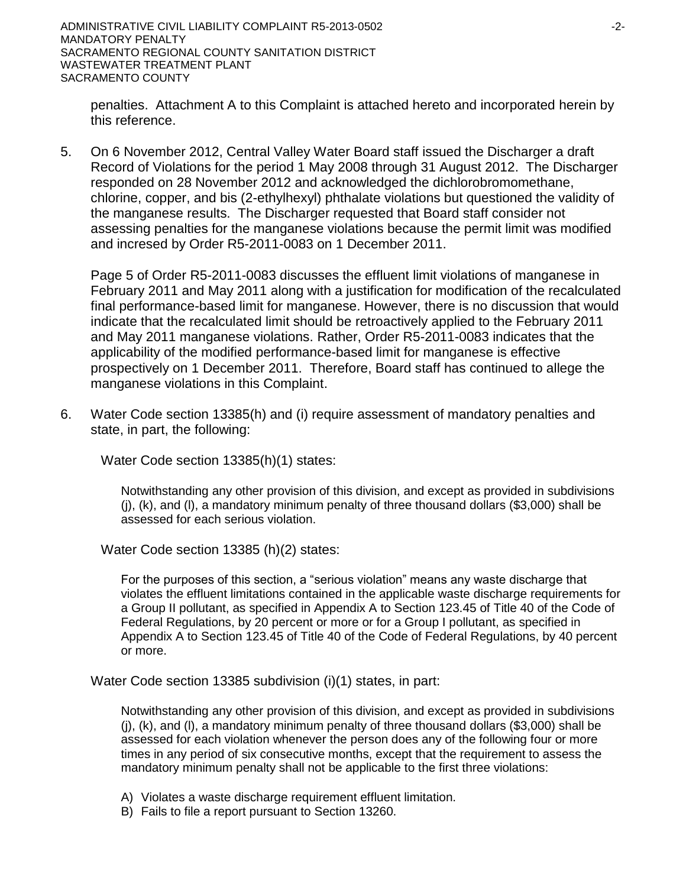penalties. Attachment A to this Complaint is attached hereto and incorporated herein by this reference.

5. On 6 November 2012, Central Valley Water Board staff issued the Discharger a draft Record of Violations for the period 1 May 2008 through 31 August 2012. The Discharger responded on 28 November 2012 and acknowledged the dichlorobromomethane, chlorine, copper, and bis (2-ethylhexyl) phthalate violations but questioned the validity of the manganese results. The Discharger requested that Board staff consider not assessing penalties for the manganese violations because the permit limit was modified and incresed by Order R5-2011-0083 on 1 December 2011.

   Page 5 of Order R5-2011-0083 discusses the effluent limit violations of manganese in February 2011 and May 2011 along with a justification for modification of the recalculated final performance-based limit for manganese. However, there is no discussion that would indicate that the recalculated limit should be retroactively applied to the February 2011 and May 2011 manganese violations. Rather, Order R5-2011-0083 indicates that the applicability of the modified performance-based limit for manganese is effective prospectively on 1 December 2011. Therefore, Board staff has continued to allege the manganese violations in this Complaint.

6. Water Code section 13385(h) and (i) require assessment of mandatory penalties and state, in part, the following:

   Water Code section 13385(h)(1) states:

   > Notwithstanding any other provision of this division, and except as provided in subdivisions (j), (k), and (l), a mandatory minimum penalty of three thousand dollars ($3,000) shall be assessed for each serious violation.

   Water Code section 13385 (h)(2) states:

   > For the purposes of this section, a "serious violation" means any waste discharge that violates the effluent limitations contained in the applicable waste discharge requirements for a Group II pollutant, as specified in Appendix A to Section 123.45 of Title 40 of the Code of Federal Regulations, by 20 percent or more or for a Group I pollutant, as specified in Appendix A to Section 123.45 of Title 40 of the Code of Federal Regulations, by 40 percent or more.

   Water Code section 13385 subdivision (i)(1) states, in part:

   > Notwithstanding any other provision of this division, and except as provided in subdivisions (j), (k), and (l), a mandatory minimum penalty of three thousand dollars ($3,000) shall be assessed for each violation whenever the person does any of the following four or more times in any period of six consecutive months, except that the requirement to assess the mandatory minimum penalty shall not be applicable to the first three violations:
   >
   > A) Violates a waste discharge requirement effluent limitation.
   > B) Fails to file a report pursuant to Section 13260.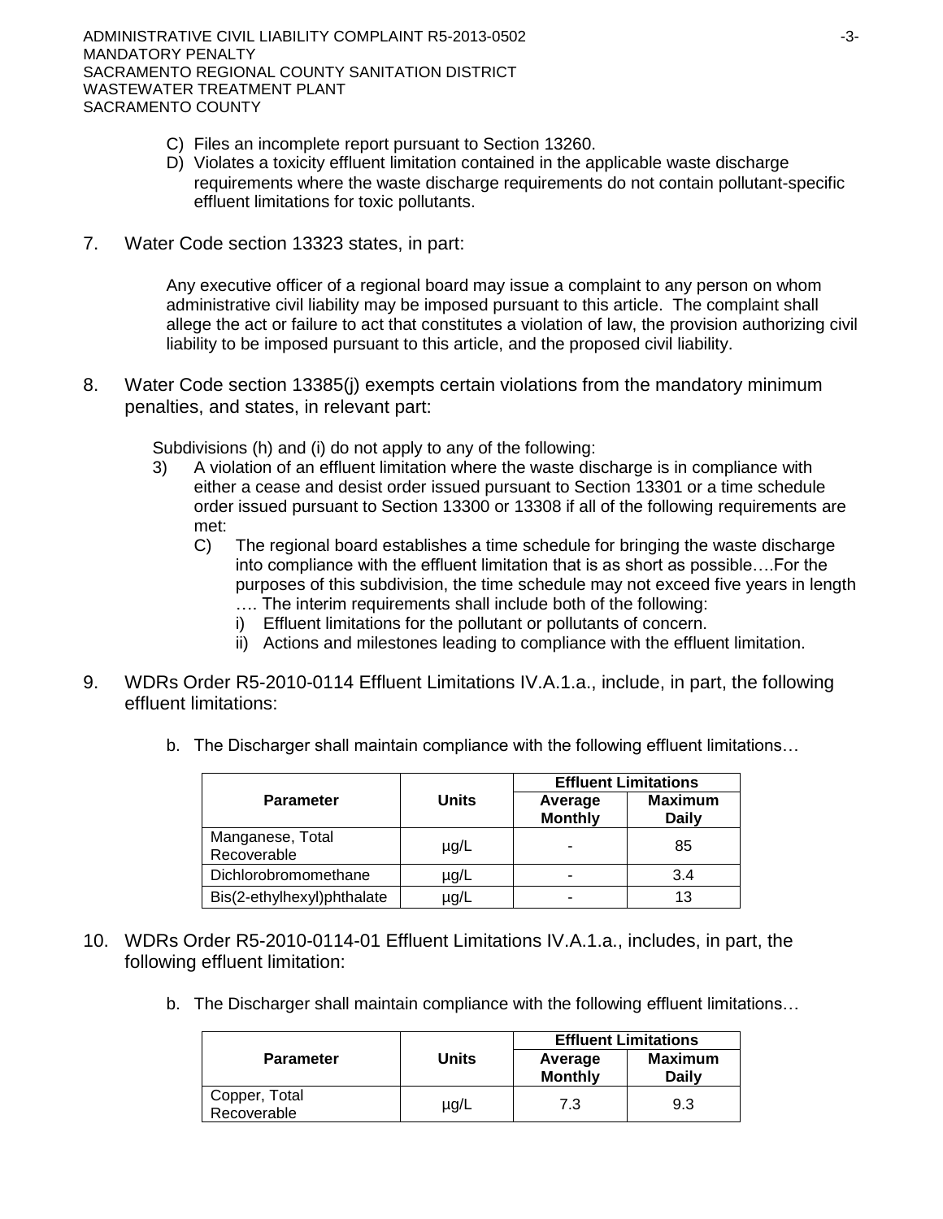C) Files an incomplete report pursuant to Section 13260.
D) Violates a toxicity effluent limitation contained in the applicable waste discharge requirements where the waste discharge requirements do not contain pollutant-specific effluent limitations for toxic pollutants.

7. Water Code section 13323 states, in part:

   Any executive officer of a regional board may issue a complaint to any person on whom administrative civil liability may be imposed pursuant to this article. The complaint shall allege the act or failure to act that constitutes a violation of law, the provision authorizing civil liability to be imposed pursuant to this article, and the proposed civil liability.

8. Water Code section 13385(j) exempts certain violations from the mandatory minimum penalties, and states, in relevant part:

   Subdivisions (h) and (i) do not apply to any of the following:
   3) A violation of an effluent limitation where the waste discharge is in compliance with either a cease and desist order issued pursuant to Section 13301 or a time schedule order issued pursuant to Section 13300 or 13308 if all of the following requirements are met:
      C) The regional board establishes a time schedule for bringing the waste discharge into compliance with the effluent limitation that is as short as possible….For the purposes of this subdivision, the time schedule may not exceed five years in length …. The interim requirements shall include both of the following:
         i) Effluent limitations for the pollutant or pollutants of concern.
         ii) Actions and milestones leading to compliance with the effluent limitation.

9. WDRs Order R5-2010-0114 Effluent Limitations IV.A.1.a., include, in part, the following effluent limitations:

   b. The Discharger shall maintain compliance with the following effluent limitations…

| Parameter | Units | Effluent Limitations | |
|---|---|---|---|
| | | Average Monthly | Maximum Daily |
| Manganese, Total Recoverable | µg/L | - | 85 |
| Dichlorobromomethane | µg/L | - | 3.4 |
| Bis(2-ethylhexyl)phthalate | µg/L | - | 13 |

10. WDRs Order R5-2010-0114-01 Effluent Limitations IV.A.1.a., includes, in part, the following effluent limitation:

   b. The Discharger shall maintain compliance with the following effluent limitations…

| Parameter | Units | Effluent Limitations | |
|---|---|---|---|
| | | Average Monthly | Maximum Daily |
| Copper, Total Recoverable | µg/L | 7.3 | 9.3 |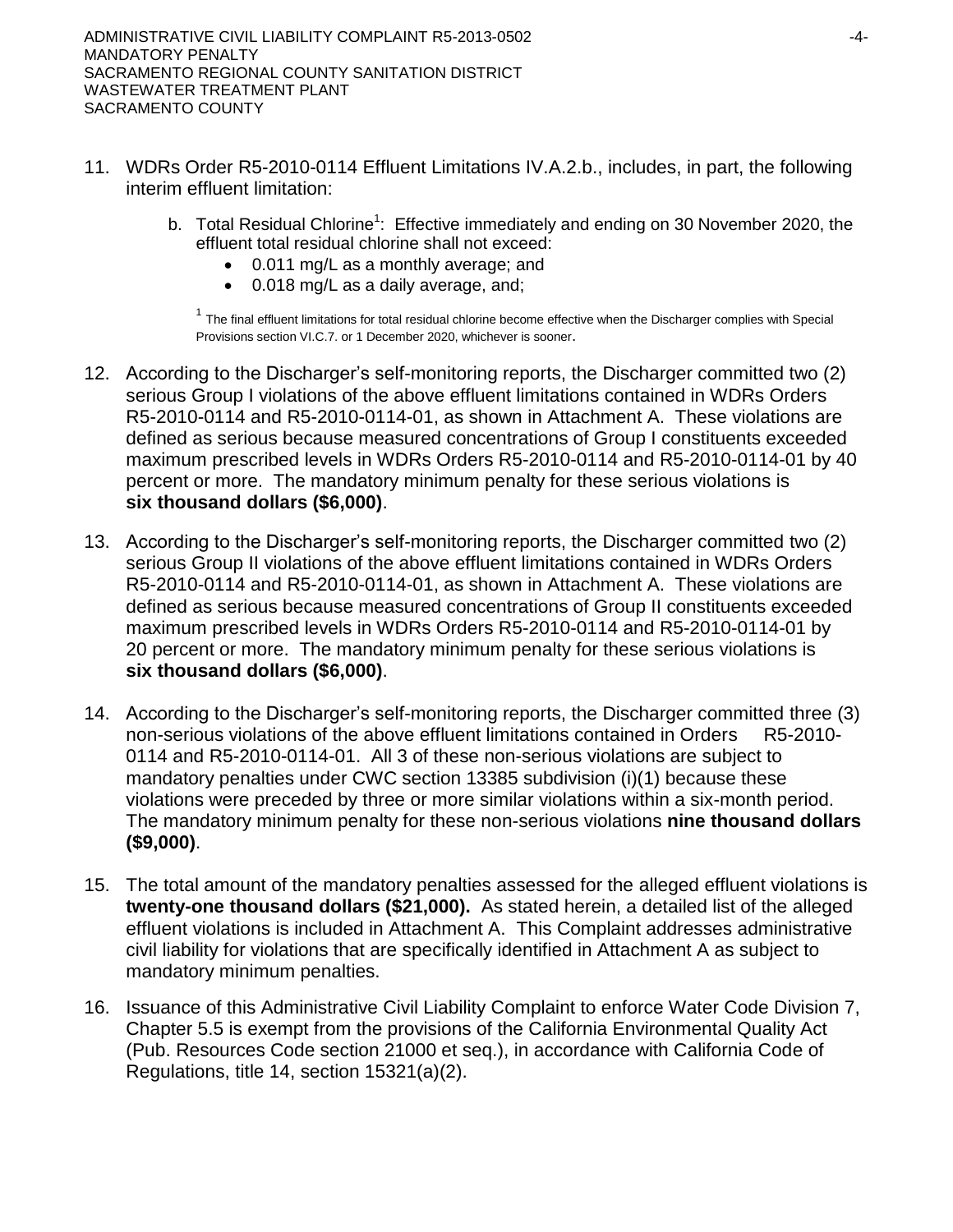11. WDRs Order R5-2010-0114 Effluent Limitations IV.A.2.b., includes, in part, the following interim effluent limitation:

    b. Total Residual Chlorine[1]: Effective immediately and ending on 30 November 2020, the effluent total residual chlorine shall not exceed:
        - 0.011 mg/L as a monthly average; and
        - 0.018 mg/L as a daily average, and;

    [1] The final effluent limitations for total residual chlorine become effective when the Discharger complies with Special Provisions section VI.C.7. or 1 December 2020, whichever is sooner.

12. According to the Discharger's self-monitoring reports, the Discharger committed two (2) serious Group I violations of the above effluent limitations contained in WDRs Orders R5-2010-0114 and R5-2010-0114-01, as shown in Attachment A. These violations are defined as serious because measured concentrations of Group I constituents exceeded maximum prescribed levels in WDRs Orders R5-2010-0114 and R5-2010-0114-01 by 40 percent or more. The mandatory minimum penalty for these serious violations is **six thousand dollars ($6,000)**.

13. According to the Discharger's self-monitoring reports, the Discharger committed two (2) serious Group II violations of the above effluent limitations contained in WDRs Orders R5-2010-0114 and R5-2010-0114-01, as shown in Attachment A. These violations are defined as serious because measured concentrations of Group II constituents exceeded maximum prescribed levels in WDRs Orders R5-2010-0114 and R5-2010-0114-01 by 20 percent or more. The mandatory minimum penalty for these serious violations is **six thousand dollars ($6,000)**.

14. According to the Discharger's self-monitoring reports, the Discharger committed three (3) non-serious violations of the above effluent limitations contained in Orders R5-2010-0114 and R5-2010-0114-01. All 3 of these non-serious violations are subject to mandatory penalties under CWC section 13385 subdivision (i)(1) because these violations were preceded by three or more similar violations within a six-month period. The mandatory minimum penalty for these non-serious violations **nine thousand dollars ($9,000)**.

15. The total amount of the mandatory penalties assessed for the alleged effluent violations is **twenty-one thousand dollars ($21,000).** As stated herein, a detailed list of the alleged effluent violations is included in Attachment A. This Complaint addresses administrative civil liability for violations that are specifically identified in Attachment A as subject to mandatory minimum penalties.

16. Issuance of this Administrative Civil Liability Complaint to enforce Water Code Division 7, Chapter 5.5 is exempt from the provisions of the California Environmental Quality Act (Pub. Resources Code section 21000 et seq.), in accordance with California Code of Regulations, title 14, section 15321(a)(2).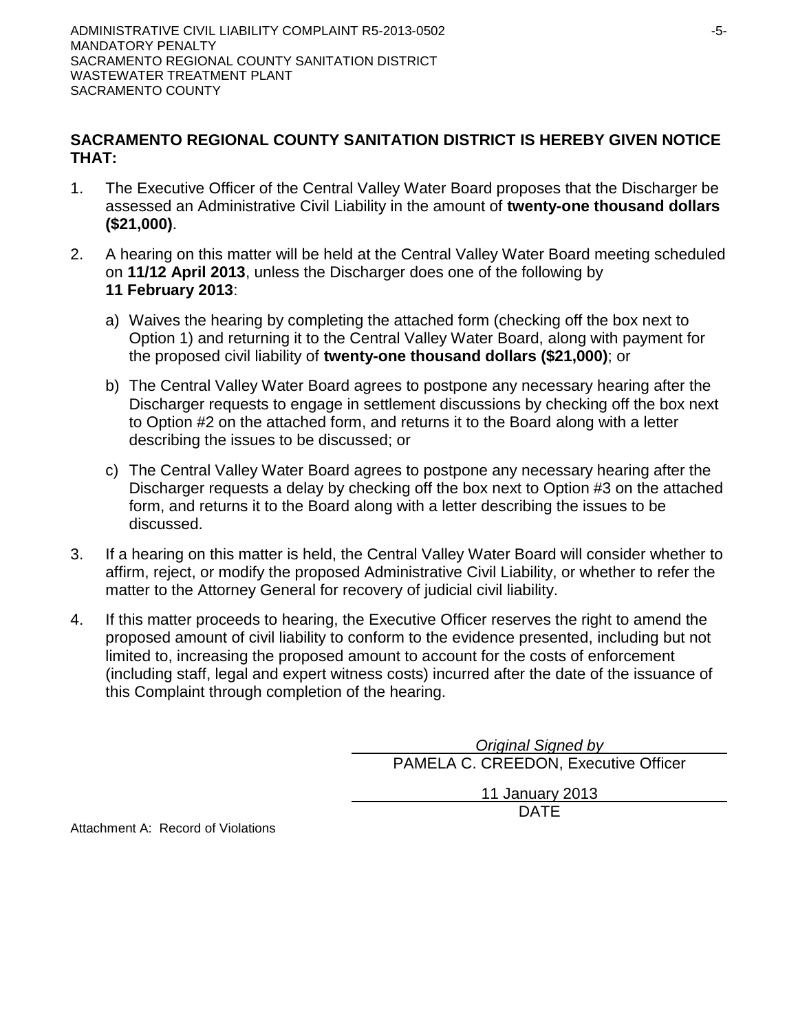**SACRAMENTO REGIONAL COUNTY SANITATION DISTRICT IS HEREBY GIVEN NOTICE THAT:**

1. The Executive Officer of the Central Valley Water Board proposes that the Discharger be assessed an Administrative Civil Liability in the amount of **twenty-one thousand dollars ($21,000)**.

2. A hearing on this matter will be held at the Central Valley Water Board meeting scheduled on **11/12 April 2013**, unless the Discharger does one of the following by **11 February 2013**:

   a) Waives the hearing by completing the attached form (checking off the box next to Option 1) and returning it to the Central Valley Water Board, along with payment for the proposed civil liability of **twenty-one thousand dollars ($21,000)**; or

   b) The Central Valley Water Board agrees to postpone any necessary hearing after the Discharger requests to engage in settlement discussions by checking off the box next to Option #2 on the attached form, and returns it to the Board along with a letter describing the issues to be discussed; or

   c) The Central Valley Water Board agrees to postpone any necessary hearing after the Discharger requests a delay by checking off the box next to Option #3 on the attached form, and returns it to the Board along with a letter describing the issues to be discussed.

3. If a hearing on this matter is held, the Central Valley Water Board will consider whether to affirm, reject, or modify the proposed Administrative Civil Liability, or whether to refer the matter to the Attorney General for recovery of judicial civil liability.

4. If this matter proceeds to hearing, the Executive Officer reserves the right to amend the proposed amount of civil liability to conform to the evidence presented, including but not limited to, increasing the proposed amount to account for the costs of enforcement (including staff, legal and expert witness costs) incurred after the date of the issuance of this Complaint through completion of the hearing.

*Original Signed by*
PAMELA C. CREEDON, Executive Officer

11 January 2013
DATE

Attachment A: Record of Violations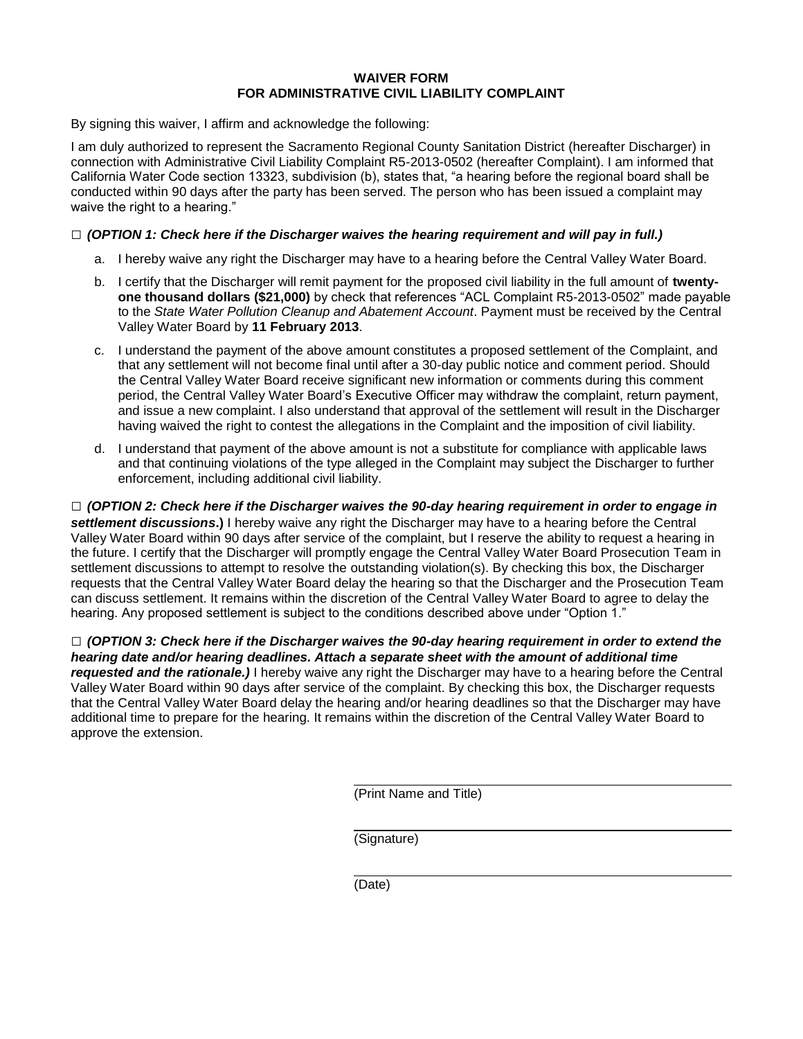**WAIVER FORM**
**FOR ADMINISTRATIVE CIVIL LIABILITY COMPLAINT**

By signing this waiver, I affirm and acknowledge the following:

I am duly authorized to represent the Sacramento Regional County Sanitation District (hereafter Discharger) in connection with Administrative Civil Liability Complaint R5-2013-0502 (hereafter Complaint). I am informed that California Water Code section 13323, subdivision (b), states that, "a hearing before the regional board shall be conducted within 90 days after the party has been served. The person who has been issued a complaint may waive the right to a hearing."

□ ***(OPTION 1: Check here if the Discharger waives the hearing requirement and will pay in full.)***

a. I hereby waive any right the Discharger may have to a hearing before the Central Valley Water Board.

b. I certify that the Discharger will remit payment for the proposed civil liability in the full amount of **twenty-one thousand dollars ($21,000)** by check that references "ACL Complaint R5-2013-0502" made payable to the *State Water Pollution Cleanup and Abatement Account*. Payment must be received by the Central Valley Water Board by **11 February 2013**.

c. I understand the payment of the above amount constitutes a proposed settlement of the Complaint, and that any settlement will not become final until after a 30-day public notice and comment period. Should the Central Valley Water Board receive significant new information or comments during this comment period, the Central Valley Water Board's Executive Officer may withdraw the complaint, return payment, and issue a new complaint. I also understand that approval of the settlement will result in the Discharger having waived the right to contest the allegations in the Complaint and the imposition of civil liability.

d. I understand that payment of the above amount is not a substitute for compliance with applicable laws and that continuing violations of the type alleged in the Complaint may subject the Discharger to further enforcement, including additional civil liability.

□ ***(OPTION 2: Check here if the Discharger waives the 90-day hearing requirement in order to engage in settlement discussions*.)** I hereby waive any right the Discharger may have to a hearing before the Central Valley Water Board within 90 days after service of the complaint, but I reserve the ability to request a hearing in the future. I certify that the Discharger will promptly engage the Central Valley Water Board Prosecution Team in settlement discussions to attempt to resolve the outstanding violation(s). By checking this box, the Discharger requests that the Central Valley Water Board delay the hearing so that the Discharger and the Prosecution Team can discuss settlement. It remains within the discretion of the Central Valley Water Board to agree to delay the hearing. Any proposed settlement is subject to the conditions described above under "Option 1."

□ ***(OPTION 3: Check here if the Discharger waives the 90-day hearing requirement in order to extend the hearing date and/or hearing deadlines. Attach a separate sheet with the amount of additional time requested and the rationale.)*** I hereby waive any right the Discharger may have to a hearing before the Central Valley Water Board within 90 days after service of the complaint. By checking this box, the Discharger requests that the Central Valley Water Board delay the hearing and/or hearing deadlines so that the Discharger may have additional time to prepare for the hearing. It remains within the discretion of the Central Valley Water Board to approve the extension.

_______________________________
(Print Name and Title)

_______________________________
(Signature)

_______________________________
(Date)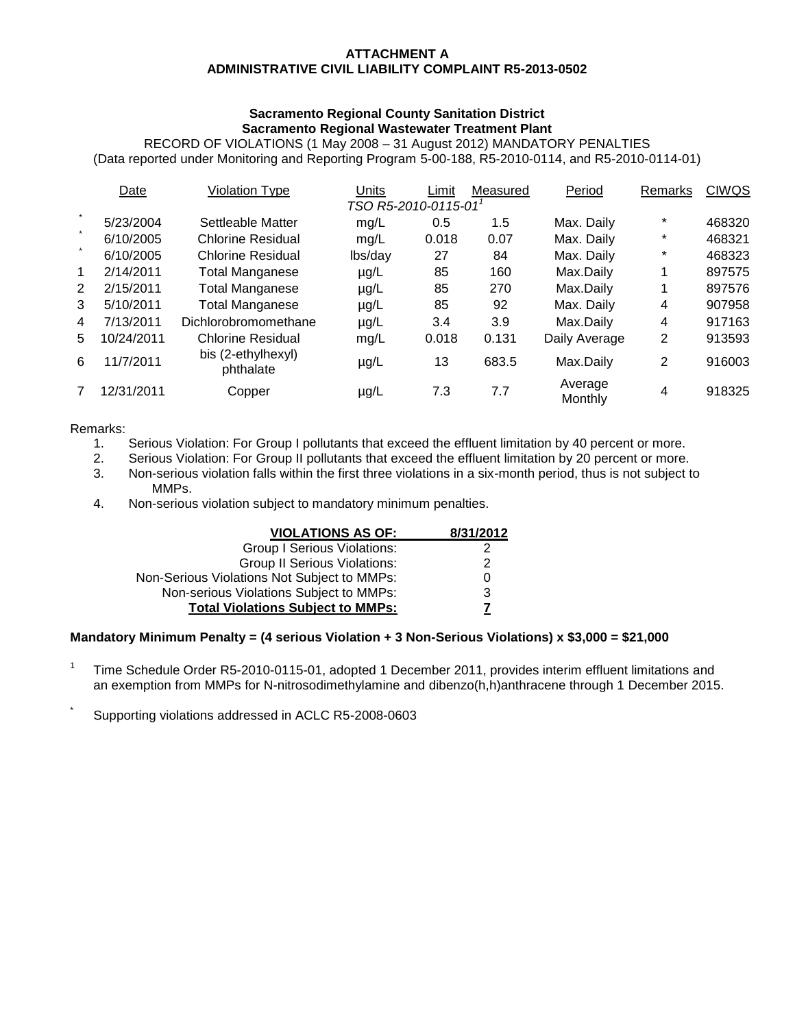**ATTACHMENT A**
**ADMINISTRATIVE CIVIL LIABILITY COMPLAINT R5-2013-0502**

**Sacramento Regional County Sanitation District**
**Sacramento Regional Wastewater Treatment Plant**
RECORD OF VIOLATIONS (1 May 2008 – 31 August 2012) MANDATORY PENALTIES
(Data reported under Monitoring and Reporting Program 5-00-188, R5-2010-0114, and R5-2010-0114-01)

| | Date | Violation Type | Units | Limit | Measured | Period | Remarks | CIWQS |
|---|---|---|---|---|---|---|---|---|
| | | | TSO R5-2010-0115-01[1] | | | | | |
| * | 5/23/2004 | Settleable Matter | mg/L | 0.5 | 1.5 | Max. Daily | * | 468320 |
| * | 6/10/2005 | Chlorine Residual | mg/L | 0.018 | 0.07 | Max. Daily | * | 468321 |
| * | 6/10/2005 | Chlorine Residual | lbs/day | 27 | 84 | Max. Daily | * | 468323 |
| 1 | 2/14/2011 | Total Manganese | µg/L | 85 | 160 | Max.Daily | 1 | 897575 |
| 2 | 2/15/2011 | Total Manganese | µg/L | 85 | 270 | Max.Daily | 1 | 897576 |
| 3 | 5/10/2011 | Total Manganese | µg/L | 85 | 92 | Max. Daily | 4 | 907958 |
| 4 | 7/13/2011 | Dichlorobromomethane | µg/L | 3.4 | 3.9 | Max.Daily | 4 | 917163 |
| 5 | 10/24/2011 | Chlorine Residual | mg/L | 0.018 | 0.131 | Daily Average | 2 | 913593 |
| 6 | 11/7/2011 | bis (2-ethylhexyl) phthalate | µg/L | 13 | 683.5 | Max.Daily | 2 | 916003 |
| 7 | 12/31/2011 | Copper | µg/L | 7.3 | 7.7 | Average Monthly | 4 | 918325 |

Remarks:

1. Serious Violation: For Group I pollutants that exceed the effluent limitation by 40 percent or more.
2. Serious Violation: For Group II pollutants that exceed the effluent limitation by 20 percent or more.
3. Non-serious violation falls within the first three violations in a six-month period, thus is not subject to MMPs.
4. Non-serious violation subject to mandatory minimum penalties.

| **VIOLATIONS AS OF:** | **8/31/2012** |
|---|---|
| Group I Serious Violations: | 2 |
| Group II Serious Violations: | 2 |
| Non-Serious Violations Not Subject to MMPs: | 0 |
| Non-serious Violations Subject to MMPs: | 3 |
| **Total Violations Subject to MMPs:** | **7** |

**Mandatory Minimum Penalty = (4 serious Violation + 3 Non-Serious Violations) x $3,000 = $21,000**

[1] Time Schedule Order R5-2010-0115-01, adopted 1 December 2011, provides interim effluent limitations and an exemption from MMPs for N-nitrosodimethylamine and dibenzo(h,h)anthracene through 1 December 2015.

* Supporting violations addressed in ACLC R5-2008-0603